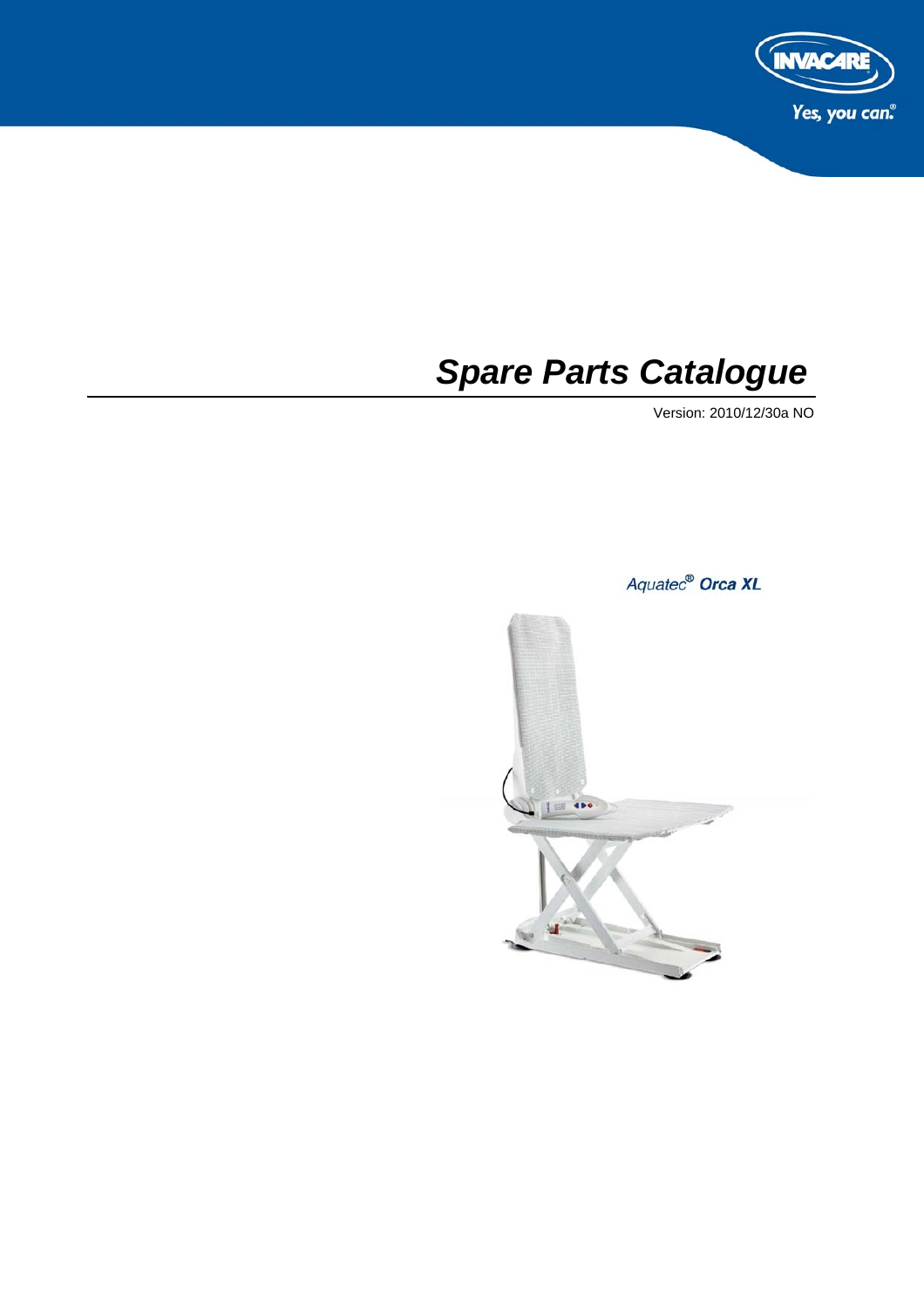# Spare Parts Catalogue

Version: 2010/12/30a NO

Aquatec® **Orca XL**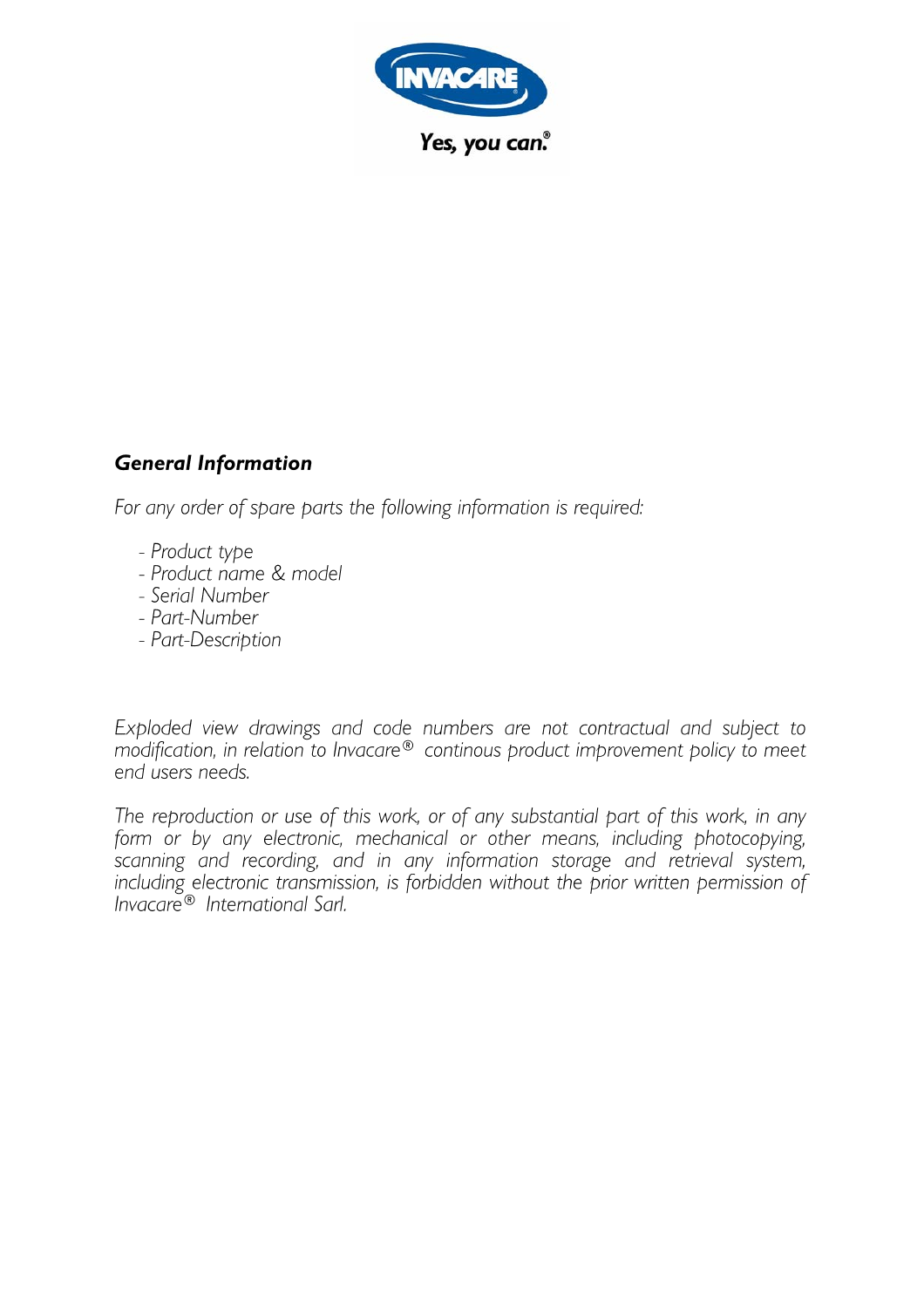INVACARE

*Yes, you can.®*

## *General Information*

*For any order of spare parts the following information is required:*

- *Product type*
- *Product name & model*
- *Serial Number*
- *Part-Number*
- *Part-Description*

*Exploded view drawings and code numbers are not contractual and subject to modification, in relation to Invacare® continous product improvement policy to meet end users needs.*

*The reproduction or use of this work, or of any substantial part of this work, in any form or by any electronic, mechanical or other means, including photocopying, scanning and recording, and in any information storage and retrieval system, including electronic transmission, is forbidden without the prior written permission of Invacare® International Sarl.*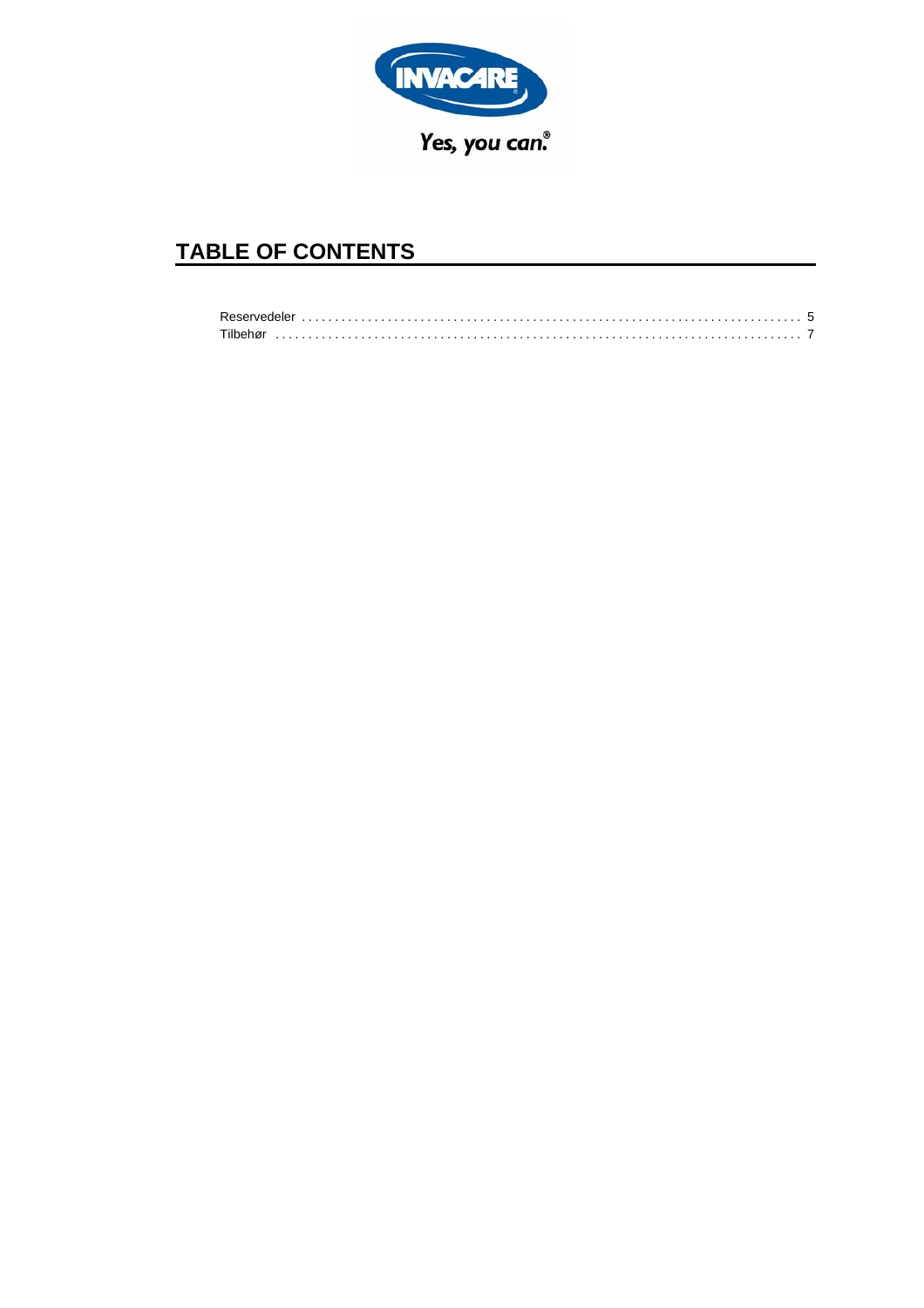Yes, you can.®

# TABLE OF CONTENTS

Reservedeler . . . . . . . . . . . . . . . . . . . . . . . . . . . . . . . . . . . . . . . . . . . . . . . . . . . . . . . . . . . . . . . . . . . . . . . . . . 5
Tilbehør . . . . . . . . . . . . . . . . . . . . . . . . . . . . . . . . . . . . . . . . . . . . . . . . . . . . . . . . . . . . . . . . . . . . . . . . . . . . . 7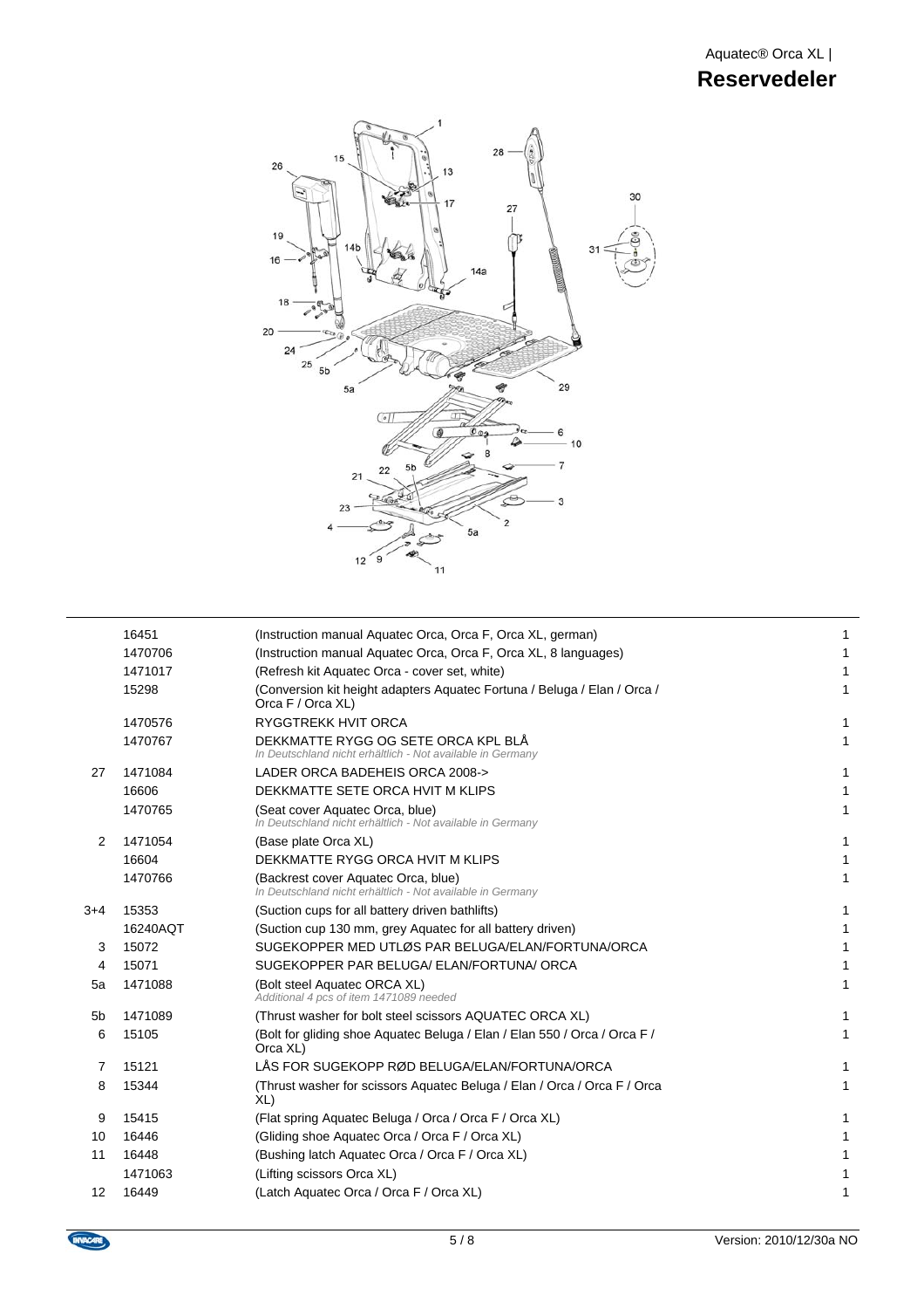# Aquatec® Orca XL | Reservedeler

| | | | |
|---|---|---|---|
| | 16451 | (Instruction manual Aquatec Orca, Orca F, Orca XL, german) | 1 |
| | 1470706 | (Instruction manual Aquatec Orca, Orca F, Orca XL, 8 languages) | 1 |
| | 1471017 | (Refresh kit Aquatec Orca - cover set, white) | 1 |
| | 15298 | (Conversion kit height adapters Aquatec Fortuna / Beluga / Elan / Orca / Orca F / Orca XL) | 1 |
| | 1470576 | RYGGTREKK HVIT ORCA | 1 |
| | 1470767 | DEKKMATTE RYGG OG SETE ORCA KPL BLÅ *In Deutschland nicht erhältlich - Not available in Germany* | 1 |
| 27 | 1471084 | LADER ORCA BADEHEIS ORCA 2008-> | 1 |
| | 16606 | DEKKMATTE SETE ORCA HVIT M KLIPS | 1 |
| | 1470765 | (Seat cover Aquatec Orca, blue) *In Deutschland nicht erhältlich - Not available in Germany* | 1 |
| 2 | 1471054 | (Base plate Orca XL) | 1 |
| | 16604 | DEKKMATTE RYGG ORCA HVIT M KLIPS | 1 |
| | 1470766 | (Backrest cover Aquatec Orca, blue) *In Deutschland nicht erhältlich - Not available in Germany* | 1 |
| 3+4 | 15353 | (Suction cups for all battery driven bathlifts) | 1 |
| | 16240AQT | (Suction cup 130 mm, grey Aquatec for all battery driven) | 1 |
| 3 | 15072 | SUGEKOPPER MED UTLØS PAR BELUGA/ELAN/FORTUNA/ORCA | 1 |
| 4 | 15071 | SUGEKOPPER PAR BELUGA/ ELAN/FORTUNA/ ORCA | 1 |
| 5a | 1471088 | (Bolt steel Aquatec ORCA XL) *Additional 4 pcs of item 1471089 needed* | 1 |
| 5b | 1471089 | (Thrust washer for bolt steel scissors AQUATEC ORCA XL) | 1 |
| 6 | 15105 | (Bolt for gliding shoe Aquatec Beluga / Elan / Elan 550 / Orca / Orca F / Orca XL) | 1 |
| 7 | 15121 | LÅS FOR SUGEKOPP RØD BELUGA/ELAN/FORTUNA/ORCA | 1 |
| 8 | 15344 | (Thrust washer for scissors Aquatec Beluga / Elan / Orca / Orca F / Orca XL) | 1 |
| 9 | 15415 | (Flat spring Aquatec Beluga / Orca / Orca F / Orca XL) | 1 |
| 10 | 16446 | (Gliding shoe Aquatec Orca / Orca F / Orca XL) | 1 |
| 11 | 16448 | (Bushing latch Aquatec Orca / Orca F / Orca XL) | 1 |
| | 1471063 | (Lifting scissors Orca XL) | 1 |
| 12 | 16449 | (Latch Aquatec Orca / Orca F / Orca XL) | 1 |

Version: 2010/12/30a NO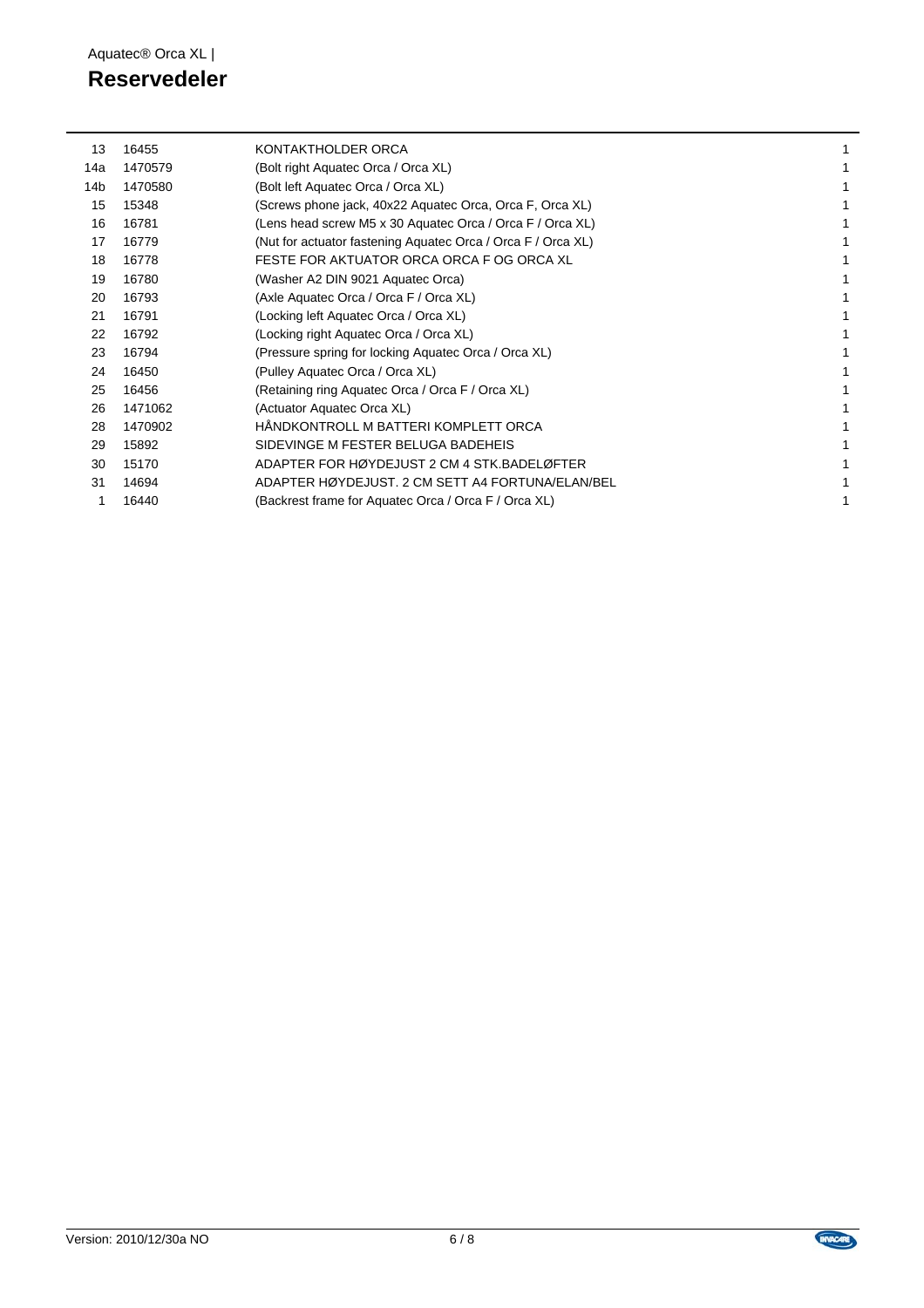# Reservedeler

| | | | |
|---|---|---|---|
| 13 | 16455 | KONTAKTHOLDER ORCA | 1 |
| 14a | 1470579 | (Bolt right Aquatec Orca / Orca XL) | 1 |
| 14b | 1470580 | (Bolt left Aquatec Orca / Orca XL) | 1 |
| 15 | 15348 | (Screws phone jack, 40x22 Aquatec Orca, Orca F, Orca XL) | 1 |
| 16 | 16781 | (Lens head screw M5 x 30 Aquatec Orca / Orca F / Orca XL) | 1 |
| 17 | 16779 | (Nut for actuator fastening Aquatec Orca / Orca F / Orca XL) | 1 |
| 18 | 16778 | FESTE FOR AKTUATOR ORCA ORCA F OG ORCA XL | 1 |
| 19 | 16780 | (Washer A2 DIN 9021 Aquatec Orca) | 1 |
| 20 | 16793 | (Axle Aquatec Orca / Orca F / Orca XL) | 1 |
| 21 | 16791 | (Locking left Aquatec Orca / Orca XL) | 1 |
| 22 | 16792 | (Locking right Aquatec Orca / Orca XL) | 1 |
| 23 | 16794 | (Pressure spring for locking Aquatec Orca / Orca XL) | 1 |
| 24 | 16450 | (Pulley Aquatec Orca / Orca XL) | 1 |
| 25 | 16456 | (Retaining ring Aquatec Orca / Orca F / Orca XL) | 1 |
| 26 | 1471062 | (Actuator Aquatec Orca XL) | 1 |
| 28 | 1470902 | HÅNDKONTROLL M BATTERI KOMPLETT ORCA | 1 |
| 29 | 15892 | SIDEVINGE M FESTER BELUGA BADEHEIS | 1 |
| 30 | 15170 | ADAPTER FOR HØYDEJUST 2 CM 4 STK.BADELØFTER | 1 |
| 31 | 14694 | ADAPTER HØYDEJUST. 2 CM SETT A4 FORTUNA/ELAN/BEL | 1 |
| 1 | 16440 | (Backrest frame for Aquatec Orca / Orca F / Orca XL) | 1 |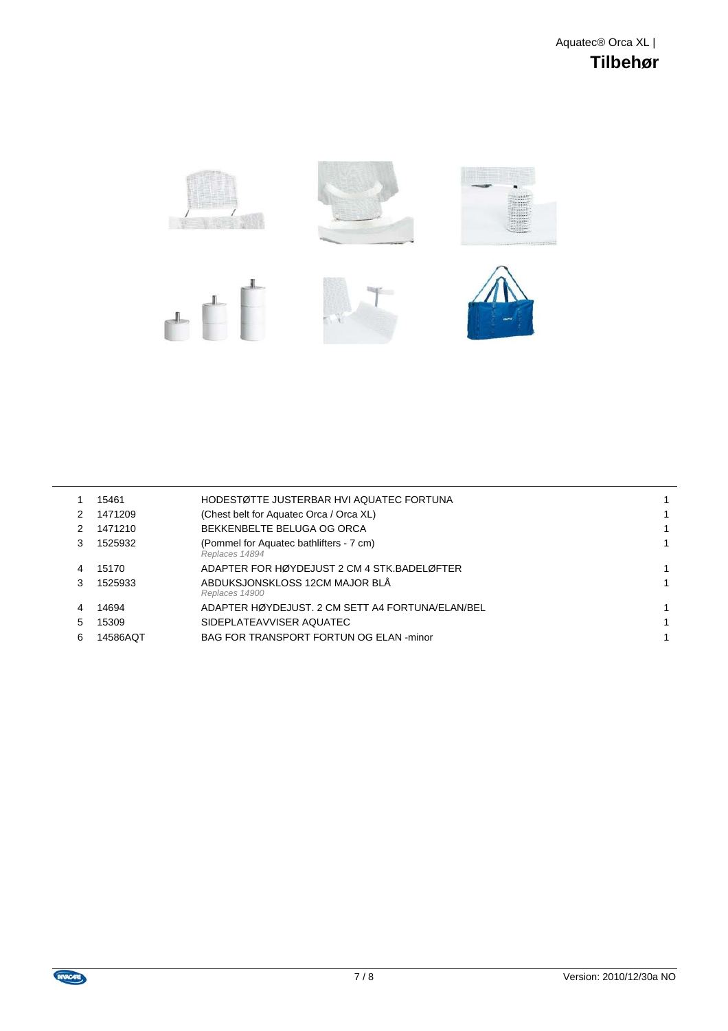Aquatec® Orca XL |

# Tilbehør

| | | | |
|---|---|---|---|
| 1 | 15461 | HODESTØTTE JUSTERBAR HVI AQUATEC FORTUNA | 1 |
| 2 | 1471209 | (Chest belt for Aquatec Orca / Orca XL) | 1 |
| 2 | 1471210 | BEKKENBELTE BELUGA OG ORCA | 1 |
| 3 | 1525932 | (Pommel for Aquatec bathlifters - 7 cm)<br>*Replaces 14894* | 1 |
| 4 | 15170 | ADAPTER FOR HØYDEJUST 2 CM 4 STK.BADELØFTER | 1 |
| 3 | 1525933 | ABDUKSJONSKLOSS 12CM MAJOR BLÅ<br>*Replaces 14900* | 1 |
| 4 | 14694 | ADAPTER HØYDEJUST. 2 CM SETT A4 FORTUNA/ELAN/BEL | 1 |
| 5 | 15309 | SIDEPLATEAVVISER AQUATEC | 1 |
| 6 | 14586AQT | BAG FOR TRANSPORT FORTUN OG ELAN -minor | 1 |

Version: 2010/12/30a NO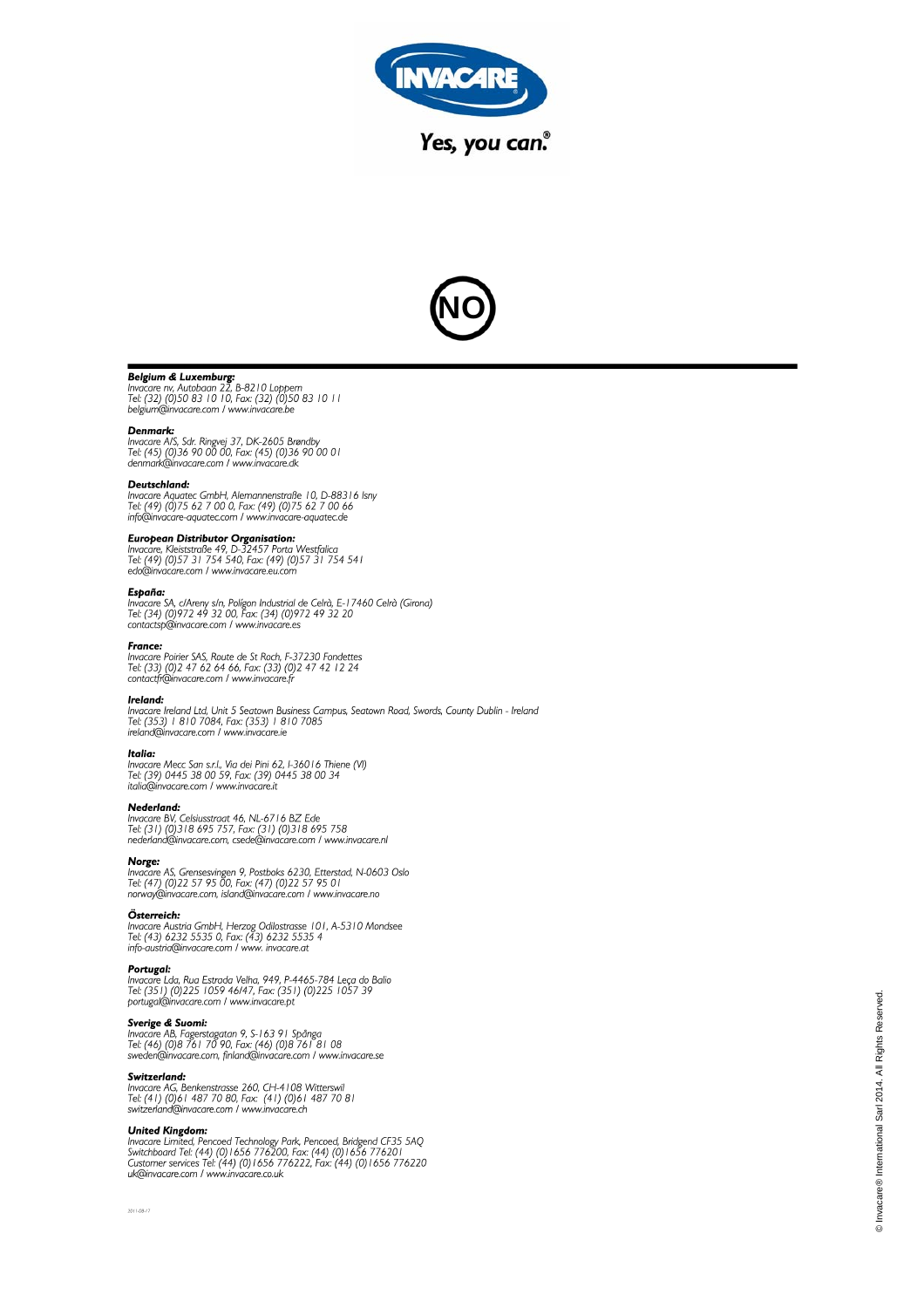Yes, you can.®

NO

***Belgium & Luxemburg:***
*Invacare nv, Autobaan 22, B-8210 Loppem*
*Tel: (32) (0)50 83 10 10, Fax: (32) (0)50 83 10 11*
*belgium@invacare.com / www.invacare.be*

***Denmark:***
*Invacare A/S, Sdr. Ringvej 37, DK-2605 Brøndby*
*Tel: (45) (0)36 90 00 00, Fax: (45) (0)36 90 00 01*
*denmark@invacare.com / www.invacare.dk*

***Deutschland:***
*Invacare Aquatec GmbH, Alemannenstraße 10, D-88316 Isny*
*Tel: (49) (0)75 62 7 00 0, Fax: (49) (0)75 62 7 00 66*
*info@invacare-aquatec.com / www.invacare-aquatec.de*

***European Distributor Organisation:***
*Invacare, Kleiststraße 49, D-32457 Porta Westfalica*
*Tel: (49) (0)57 31 754 540, Fax: (49) (0)57 31 754 541*
*edo@invacare.com / www.invacare.eu.com*

***España:***
*Invacare SA, c/Areny s/n, Polígon Industrial de Celrà, E-17460 Celrà (Girona)*
*Tel: (34) (0)972 49 32 00, Fax: (34) (0)972 49 32 20*
*contactsp@invacare.com / www.invacare.es*

***France:***
*Invacare Poirier SAS, Route de St Roch, F-37230 Fondettes*
*Tel: (33) (0)2 47 62 64 66, Fax: (33) (0)2 47 42 12 24*
*contactfr@invacare.com / www.invacare.fr*

***Ireland:***
*Invacare Ireland Ltd, Unit 5 Seatown Business Campus, Seatown Road, Swords, County Dublin - Ireland*
*Tel: (353) 1 810 7084, Fax: (353) 1 810 7085*
*ireland@invacare.com / www.invacare.ie*

***Italia:***
*Invacare Mecc San s.r.l., Via dei Pini 62, I-36016 Thiene (VI)*
*Tel: (39) 0445 38 00 59, Fax: (39) 0445 38 00 34*
*italia@invacare.com / www.invacare.it*

***Nederland:***
*Invacare BV, Celsiusstraat 46, NL-6716 BZ Ede*
*Tel: (31) (0)318 695 757, Fax: (31) (0)318 695 758*
*nederland@invacare.com, csede@invacare.com / www.invacare.nl*

***Norge:***
*Invacare AS, Grensesvingen 9, Postboks 6230, Etterstad, N-0603 Oslo*
*Tel: (47) (0)22 57 95 00, Fax: (47) (0)22 57 95 01*
*norway@invacare.com, island@invacare.com / www.invacare.no*

***Österreich:***
*Invacare Austria GmbH, Herzog Odilostrasse 101, A-5310 Mondsee*
*Tel: (43) 6232 5535 0, Fax: (43) 6232 5535 4*
*info-austria@invacare.com / www. invacare.at*

***Portugal:***
*Invacare Lda, Rua Estrada Velha, 949, P-4465-784 Leça do Balio*
*Tel: (351) (0)225 1059 46/47, Fax: (351) (0)225 1057 39*
*portugal@invacare.com / www.invacare.pt*

***Sverige & Suomi:***
*Invacare AB, Fagerstagatan 9, S-163 91 Spånga*
*Tel: (46) (0)8 761 70 90, Fax: (46) (0)8 761 81 08*
*sweden@invacare.com, finland@invacare.com / www.invacare.se*

***Switzerland:***
*Invacare AG, Benkenstrasse 260, CH-4108 Witterswil*
*Tel: (41) (0)61 487 70 80, Fax: (41) (0)61 487 70 81*
*switzerland@invacare.com / www.invacare.ch*

***United Kingdom:***
*Invacare Limited, Pencoed Technology Park, Pencoed, Bridgend CF35 5AQ*
*Switchboard Tel: (44) (0)1656 776200, Fax: (44) (0)1656 776201*
*Customer services Tel: (44) (0)1656 776222, Fax: (44) (0)1656 776220*
*uk@invacare.com / www.invacare.co.uk*

2011-08-17

© Invacare® International Sarl 2014. All Rights Reserved.